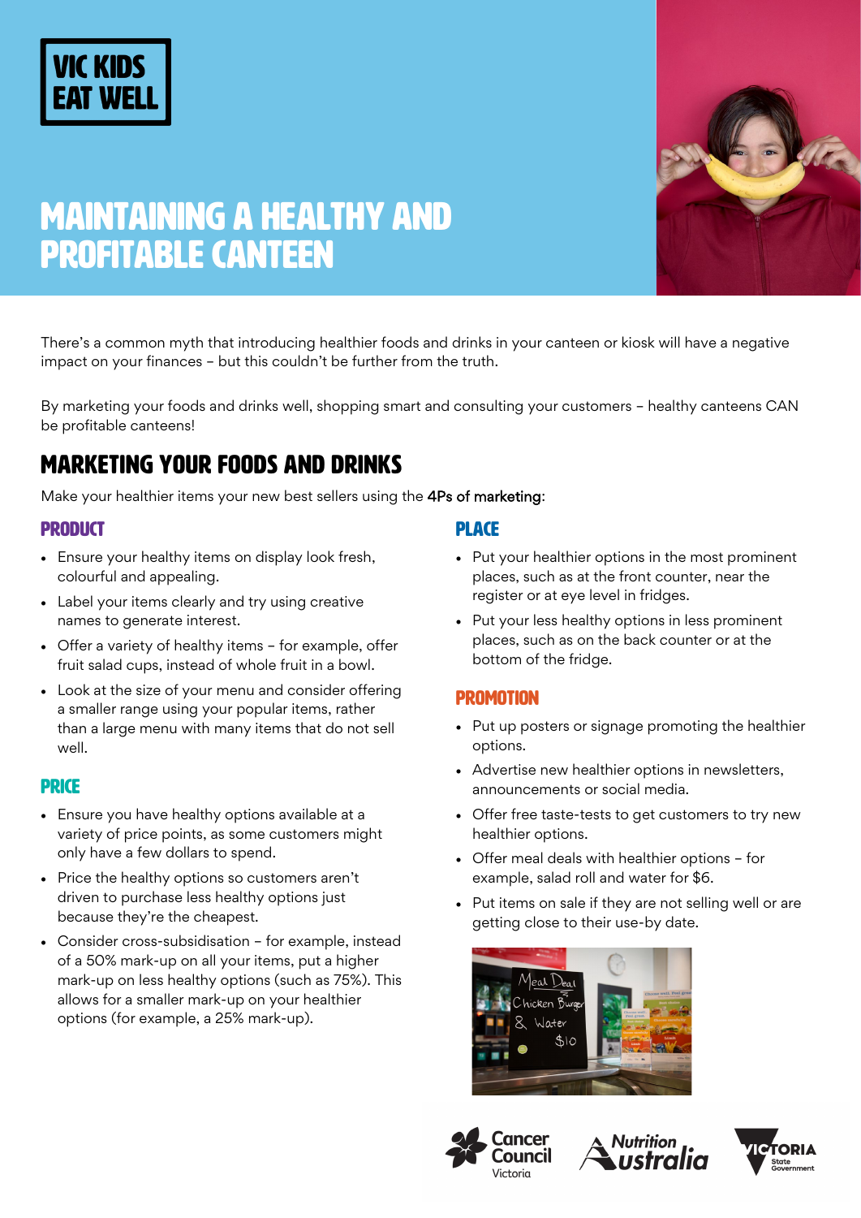VIC KIDS EAT WELL

# MAINTAINING A HEALTHY AND PROFITABLE CANTEEN

There's a common myth that introducing healthier foods and drinks in your canteen or kiosk will have a negative impact on your finances – but this couldn't be further from the truth.

By marketing your foods and drinks well, shopping smart and consulting your customers – healthy canteens CAN be profitable canteens!

## MARKETING YOUR FOODS AND DRINKS

Make your healthier items your new best sellers using the 4Ps of marketing:

### PRODUCT

- Ensure your healthy items on display look fresh, colourful and appealing.
- Label your items clearly and try using creative names to generate interest.
- Offer a variety of healthy items – for example, offer fruit salad cups, instead of whole fruit in a bowl.
- Look at the size of your menu and consider offering a smaller range using your popular items, rather than a large menu with many items that do not sell well.

### PRICE

- Ensure you have healthy options available at a variety of price points, as some customers might only have a few dollars to spend.
- Price the healthy options so customers aren't driven to purchase less healthy options just because they're the cheapest.
- Consider cross-subsidisation – for example, instead of a 50% mark-up on all your items, put a higher mark-up on less healthy options (such as 75%). This allows for a smaller mark-up on your healthier options (for example, a 25% mark-up).

### PLACE

- Put your healthier options in the most prominent places, such as at the front counter, near the register or at eye level in fridges.
- Put your less healthy options in less prominent places, such as on the back counter or at the bottom of the fridge.

### PROMOTION

- Put up posters or signage promoting the healthier options.
- Advertise new healthier options in newsletters, announcements or social media.
- Offer free taste-tests to get customers to try new healthier options.
- Offer meal deals with healthier options – for example, salad roll and water for $6.
- Put items on sale if they are not selling well or are getting close to their use-by date.

Cancer Council Victoria | Nutrition Australia | Victoria State Government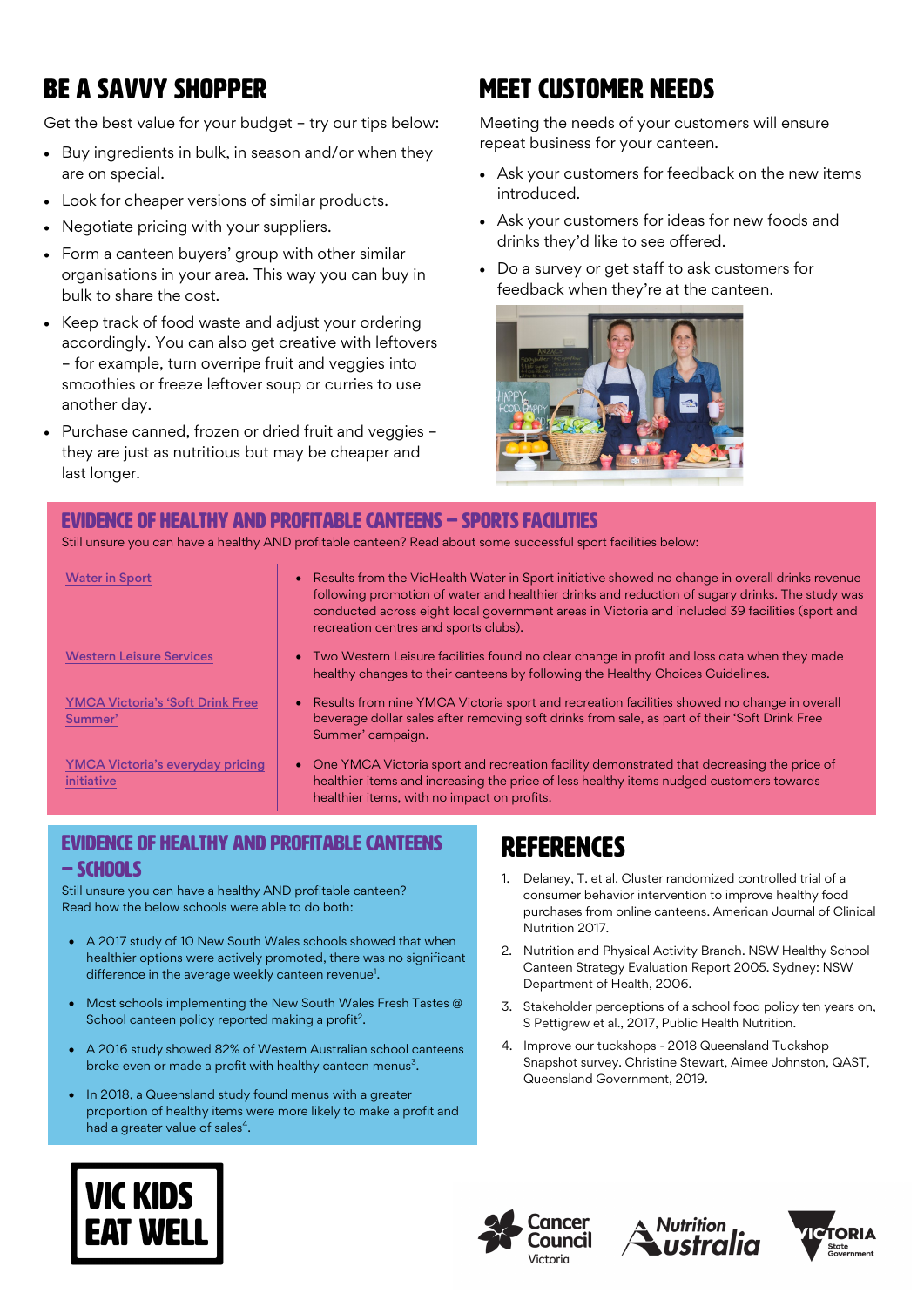## BE A SAVVY SHOPPER

Get the best value for your budget – try our tips below:

- Buy ingredients in bulk, in season and/or when they are on special.
- Look for cheaper versions of similar products.
- Negotiate pricing with your suppliers.
- Form a canteen buyers' group with other similar organisations in your area. This way you can buy in bulk to share the cost.
- Keep track of food waste and adjust your ordering accordingly. You can also get creative with leftovers – for example, turn overripe fruit and veggies into smoothies or freeze leftover soup or curries to use another day.
- Purchase canned, frozen or dried fruit and veggies – they are just as nutritious but may be cheaper and last longer.

## MEET CUSTOMER NEEDS

Meeting the needs of your customers will ensure repeat business for your canteen.

- Ask your customers for feedback on the new items introduced.
- Ask your customers for ideas for new foods and drinks they'd like to see offered.
- Do a survey or get staff to ask customers for feedback when they're at the canteen.

## EVIDENCE OF HEALTHY AND PROFITABLE CANTEENS – SPORTS FACILITIES

Still unsure you can have a healthy AND profitable canteen? Read about some successful sport facilities below:

| | |
|---|---|
| Water in Sport | Results from the VicHealth Water in Sport initiative showed no change in overall drinks revenue following promotion of water and healthier drinks and reduction of sugary drinks. The study was conducted across eight local government areas in Victoria and included 39 facilities (sport and recreation centres and sports clubs). |
| Western Leisure Services | Two Western Leisure facilities found no clear change in profit and loss data when they made healthy changes to their canteens by following the Healthy Choices Guidelines. |
| YMCA Victoria's 'Soft Drink Free Summer' | Results from nine YMCA Victoria sport and recreation facilities showed no change in overall beverage dollar sales after removing soft drinks from sale, as part of their 'Soft Drink Free Summer' campaign. |
| YMCA Victoria's everyday pricing initiative | One YMCA Victoria sport and recreation facility demonstrated that decreasing the price of healthier items and increasing the price of less healthy items nudged customers towards healthier items, with no impact on profits. |

## EVIDENCE OF HEALTHY AND PROFITABLE CANTEENS – SCHOOLS

Still unsure you can have a healthy AND profitable canteen? Read how the below schools were able to do both:

- A 2017 study of 10 New South Wales schools showed that when healthier options were actively promoted, there was no significant difference in the average weekly canteen revenue[1].
- Most schools implementing the New South Wales Fresh Tastes @ School canteen policy reported making a profit[2].
- A 2016 study showed 82% of Western Australian school canteens broke even or made a profit with healthy canteen menus[3].
- In 2018, a Queensland study found menus with a greater proportion of healthy items were more likely to make a profit and had a greater value of sales[4].

## REFERENCES

1. Delaney, T. et al. Cluster randomized controlled trial of a consumer behavior intervention to improve healthy food purchases from online canteens. American Journal of Clinical Nutrition 2017.
2. Nutrition and Physical Activity Branch. NSW Healthy School Canteen Strategy Evaluation Report 2005. Sydney: NSW Department of Health, 2006.
3. Stakeholder perceptions of a school food policy ten years on, S Pettigrew et al., 2017, Public Health Nutrition.
4. Improve our tuckshops - 2018 Queensland Tuckshop Snapshot survey. Christine Stewart, Aimee Johnston, QAST, Queensland Government, 2019.

VIC KIDS EAT WELL

Cancer Council Victoria | Nutrition Australia | Victoria State Government